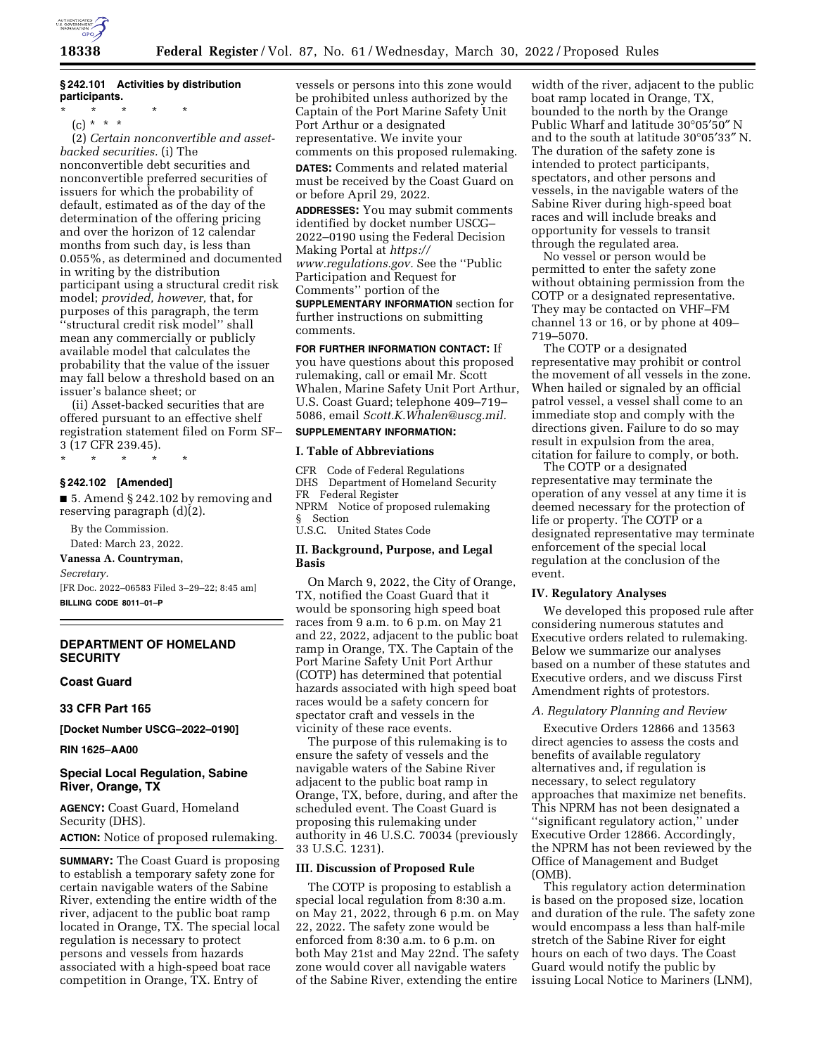**§ 242.101 Activities by distribution participants.**

\* \* \* \* \*

(c) \* \* \*

(2) *Certain nonconvertible and asset-backed securities.* (i) The nonconvertible debt securities and nonconvertible preferred securities of issuers for which the probability of default, estimated as of the day of the determination of the offering pricing and over the horizon of 12 calendar months from such day, is less than 0.055%, as determined and documented in writing by the distribution participant using a structural credit risk model; *provided, however,* that, for purposes of this paragraph, the term ''structural credit risk model'' shall mean any commercially or publicly available model that calculates the probability that the value of the issuer may fall below a threshold based on an issuer's balance sheet; or

(ii) Asset-backed securities that are offered pursuant to an effective shelf registration statement filed on Form SF–3 (17 CFR 239.45).

\* \* \* \* \*

**§ 242.102 [Amended]**

■ 5. Amend § 242.102 by removing and reserving paragraph (d)(2).

By the Commission.

Dated: March 23, 2022.

**Vanessa A. Countryman,**

*Secretary.*

[FR Doc. 2022–06583 Filed 3–29–22; 8:45 am]

**BILLING CODE 8011–01–P**

---

## DEPARTMENT OF HOMELAND SECURITY

### Coast Guard

### 33 CFR Part 165

**[Docket Number USCG–2022–0190]**

**RIN 1625–AA00**

## Special Local Regulation, Sabine River, Orange, TX

**AGENCY:** Coast Guard, Homeland Security (DHS).

**ACTION:** Notice of proposed rulemaking.

**SUMMARY:** The Coast Guard is proposing to establish a temporary safety zone for certain navigable waters of the Sabine River, extending the entire width of the river, adjacent to the public boat ramp located in Orange, TX. The special local regulation is necessary to protect persons and vessels from hazards associated with a high-speed boat race competition in Orange, TX. Entry of vessels or persons into this zone would be prohibited unless authorized by the Captain of the Port Marine Safety Unit Port Arthur or a designated representative. We invite your comments on this proposed rulemaking.

**DATES:** Comments and related material must be received by the Coast Guard on or before April 29, 2022.

**ADDRESSES:** You may submit comments identified by docket number USCG–2022–0190 using the Federal Decision Making Portal at *https://www.regulations.gov.* See the ''Public Participation and Request for Comments'' portion of the **SUPPLEMENTARY INFORMATION** section for further instructions on submitting comments.

**FOR FURTHER INFORMATION CONTACT:** If you have questions about this proposed rulemaking, call or email Mr. Scott Whalen, Marine Safety Unit Port Arthur, U.S. Coast Guard; telephone 409–719–5086, email *Scott.K.Whalen@uscg.mil.*

**SUPPLEMENTARY INFORMATION:**

### I. Table of Abbreviations

CFR Code of Federal Regulations
DHS Department of Homeland Security
FR Federal Register
NPRM Notice of proposed rulemaking
§ Section
U.S.C. United States Code

### II. Background, Purpose, and Legal Basis

On March 9, 2022, the City of Orange, TX, notified the Coast Guard that it would be sponsoring high speed boat races from 9 a.m. to 6 p.m. on May 21 and 22, 2022, adjacent to the public boat ramp in Orange, TX. The Captain of the Port Marine Safety Unit Port Arthur (COTP) has determined that potential hazards associated with high speed boat races would be a safety concern for spectator craft and vessels in the vicinity of these race events.

The purpose of this rulemaking is to ensure the safety of vessels and the navigable waters of the Sabine River adjacent to the public boat ramp in Orange, TX, before, during, and after the scheduled event. The Coast Guard is proposing this rulemaking under authority in 46 U.S.C. 70034 (previously 33 U.S.C. 1231).

### III. Discussion of Proposed Rule

The COTP is proposing to establish a special local regulation from 8:30 a.m. on May 21, 2022, through 6 p.m. on May 22, 2022. The safety zone would be enforced from 8:30 a.m. to 6 p.m. on both May 21st and May 22nd. The safety zone would cover all navigable waters of the Sabine River, extending the entire width of the river, adjacent to the public boat ramp located in Orange, TX, bounded to the north by the Orange Public Wharf and latitude 30°05′50″ N and to the south at latitude 30°05′33″ N. The duration of the safety zone is intended to protect participants, spectators, and other persons and vessels, in the navigable waters of the Sabine River during high-speed boat races and will include breaks and opportunity for vessels to transit through the regulated area.

No vessel or person would be permitted to enter the safety zone without obtaining permission from the COTP or a designated representative. They may be contacted on VHF–FM channel 13 or 16, or by phone at 409–719–5070.

The COTP or a designated representative may prohibit or control the movement of all vessels in the zone. When hailed or signaled by an official patrol vessel, a vessel shall come to an immediate stop and comply with the directions given. Failure to do so may result in expulsion from the area, citation for failure to comply, or both.

The COTP or a designated representative may terminate the operation of any vessel at any time it is deemed necessary for the protection of life or property. The COTP or a designated representative may terminate enforcement of the special local regulation at the conclusion of the event.

### IV. Regulatory Analyses

We developed this proposed rule after considering numerous statutes and Executive orders related to rulemaking. Below we summarize our analyses based on a number of these statutes and Executive orders, and we discuss First Amendment rights of protestors.

#### *A. Regulatory Planning and Review*

Executive Orders 12866 and 13563 direct agencies to assess the costs and benefits of available regulatory alternatives and, if regulation is necessary, to select regulatory approaches that maximize net benefits. This NPRM has not been designated a ''significant regulatory action,'' under Executive Order 12866. Accordingly, the NPRM has not been reviewed by the Office of Management and Budget (OMB).

This regulatory action determination is based on the proposed size, location and duration of the rule. The safety zone would encompass a less than half-mile stretch of the Sabine River for eight hours on each of two days. The Coast Guard would notify the public by issuing Local Notice to Mariners (LNM),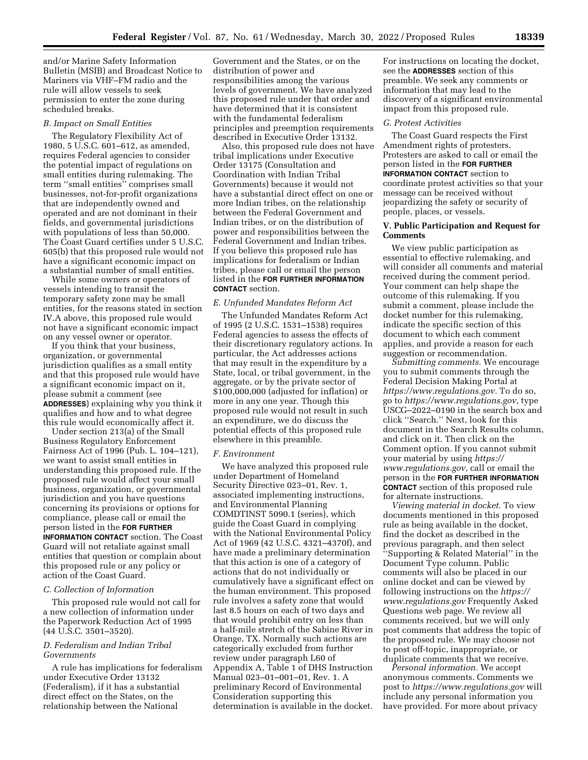and/or Marine Safety Information Bulletin (MSIB) and Broadcast Notice to Mariners via VHF–FM radio and the rule will allow vessels to seek permission to enter the zone during scheduled breaks.

### *B. Impact on Small Entities*

The Regulatory Flexibility Act of 1980, 5 U.S.C. 601–612, as amended, requires Federal agencies to consider the potential impact of regulations on small entities during rulemaking. The term ''small entities'' comprises small businesses, not-for-profit organizations that are independently owned and operated and are not dominant in their fields, and governmental jurisdictions with populations of less than 50,000. The Coast Guard certifies under 5 U.S.C. 605(b) that this proposed rule would not have a significant economic impact on a substantial number of small entities.

While some owners or operators of vessels intending to transit the temporary safety zone may be small entities, for the reasons stated in section IV.A above, this proposed rule would not have a significant economic impact on any vessel owner or operator.

If you think that your business, organization, or governmental jurisdiction qualifies as a small entity and that this proposed rule would have a significant economic impact on it, please submit a comment (see **ADDRESSES**) explaining why you think it qualifies and how and to what degree this rule would economically affect it.

Under section 213(a) of the Small Business Regulatory Enforcement Fairness Act of 1996 (Pub. L. 104–121), we want to assist small entities in understanding this proposed rule. If the proposed rule would affect your small business, organization, or governmental jurisdiction and you have questions concerning its provisions or options for compliance, please call or email the person listed in the **FOR FURTHER INFORMATION CONTACT** section. The Coast Guard will not retaliate against small entities that question or complain about this proposed rule or any policy or action of the Coast Guard.

### *C. Collection of Information*

This proposed rule would not call for a new collection of information under the Paperwork Reduction Act of 1995 (44 U.S.C. 3501–3520).

### *D. Federalism and Indian Tribal Governments*

A rule has implications for federalism under Executive Order 13132 (Federalism), if it has a substantial direct effect on the States, on the relationship between the National Government and the States, or on the distribution of power and responsibilities among the various levels of government. We have analyzed this proposed rule under that order and have determined that it is consistent with the fundamental federalism principles and preemption requirements described in Executive Order 13132.

Also, this proposed rule does not have tribal implications under Executive Order 13175 (Consultation and Coordination with Indian Tribal Governments) because it would not have a substantial direct effect on one or more Indian tribes, on the relationship between the Federal Government and Indian tribes, or on the distribution of power and responsibilities between the Federal Government and Indian tribes. If you believe this proposed rule has implications for federalism or Indian tribes, please call or email the person listed in the **FOR FURTHER INFORMATION CONTACT** section.

### *E. Unfunded Mandates Reform Act*

The Unfunded Mandates Reform Act of 1995 (2 U.S.C. 1531–1538) requires Federal agencies to assess the effects of their discretionary regulatory actions. In particular, the Act addresses actions that may result in the expenditure by a State, local, or tribal government, in the aggregate, or by the private sector of $100,000,000 (adjusted for inflation) or more in any one year. Though this proposed rule would not result in such an expenditure, we do discuss the potential effects of this proposed rule elsewhere in this preamble.

### *F. Environment*

We have analyzed this proposed rule under Department of Homeland Security Directive 023–01, Rev. 1, associated implementing instructions, and Environmental Planning COMDTINST 5090.1 (series), which guide the Coast Guard in complying with the National Environmental Policy Act of 1969 (42 U.S.C. 4321–4370f), and have made a preliminary determination that this action is one of a category of actions that do not individually or cumulatively have a significant effect on the human environment. This proposed rule involves a safety zone that would last 8.5 hours on each of two days and that would prohibit entry on less than a half-mile stretch of the Sabine River in Orange, TX. Normally such actions are categorically excluded from further review under paragraph L60 of Appendix A, Table 1 of DHS Instruction Manual 023–01–001–01, Rev. 1. A preliminary Record of Environmental Consideration supporting this determination is available in the docket. For instructions on locating the docket, see the **ADDRESSES** section of this preamble. We seek any comments or information that may lead to the discovery of a significant environmental impact from this proposed rule.

### *G. Protest Activities*

The Coast Guard respects the First Amendment rights of protesters. Protesters are asked to call or email the person listed in the **FOR FURTHER INFORMATION CONTACT** section to coordinate protest activities so that your message can be received without jeopardizing the safety or security of people, places, or vessels.

## V. Public Participation and Request for Comments

We view public participation as essential to effective rulemaking, and will consider all comments and material received during the comment period. Your comment can help shape the outcome of this rulemaking. If you submit a comment, please include the docket number for this rulemaking, indicate the specific section of this document to which each comment applies, and provide a reason for each suggestion or recommendation.

*Submitting comments.* We encourage you to submit comments through the Federal Decision Making Portal at *https://www.regulations.gov.* To do so, go to *https://www.regulations.gov,* type USCG–2022–0190 in the search box and click ''Search.'' Next, look for this document in the Search Results column, and click on it. Then click on the Comment option. If you cannot submit your material by using *https://www.regulations.gov,* call or email the person in the **FOR FURTHER INFORMATION CONTACT** section of this proposed rule for alternate instructions.

*Viewing material in docket.* To view documents mentioned in this proposed rule as being available in the docket, find the docket as described in the previous paragraph, and then select ''Supporting & Related Material'' in the Document Type column. Public comments will also be placed in our online docket and can be viewed by following instructions on the *https://www.regulations.gov* Frequently Asked Questions web page. We review all comments received, but we will only post comments that address the topic of the proposed rule. We may choose not to post off-topic, inappropriate, or duplicate comments that we receive.

*Personal information.* We accept anonymous comments. Comments we post to *https://www.regulations.gov* will include any personal information you have provided. For more about privacy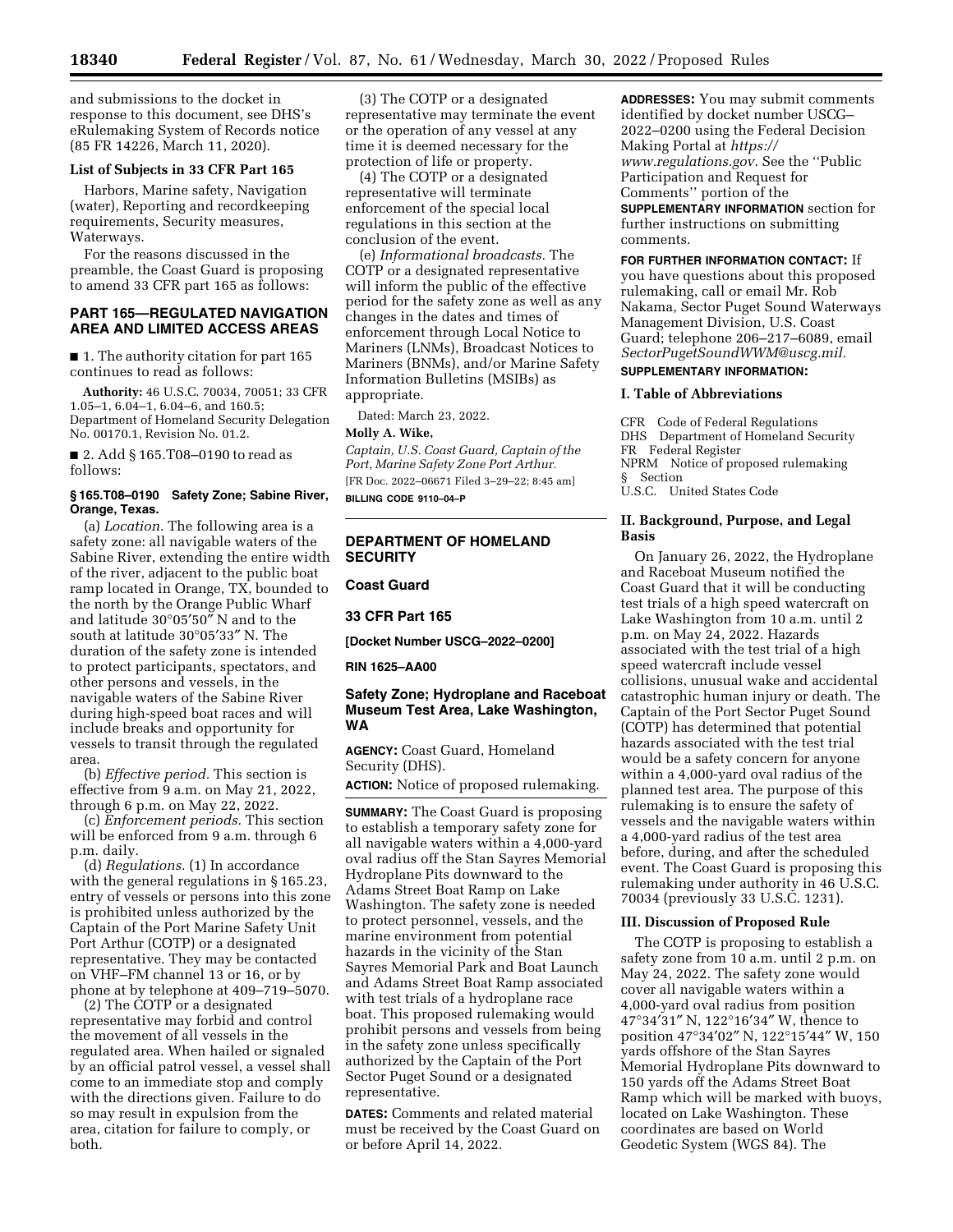and submissions to the docket in response to this document, see DHS's eRulemaking System of Records notice (85 FR 14226, March 11, 2020).

### List of Subjects in 33 CFR Part 165

Harbors, Marine safety, Navigation (water), Reporting and recordkeeping requirements, Security measures, Waterways.

For the reasons discussed in the preamble, the Coast Guard is proposing to amend 33 CFR part 165 as follows:

## PART 165—REGULATED NAVIGATION AREA AND LIMITED ACCESS AREAS

■ 1. The authority citation for part 165 continues to read as follows:

**Authority:** 46 U.S.C. 70034, 70051; 33 CFR 1.05–1, 6.04–1, 6.04–6, and 160.5; Department of Homeland Security Delegation No. 00170.1, Revision No. 01.2.

■ 2. Add § 165.T08–0190 to read as follows:

### § 165.T08–0190 Safety Zone; Sabine River, Orange, Texas.

(a) *Location.* The following area is a safety zone: all navigable waters of the Sabine River, extending the entire width of the river, adjacent to the public boat ramp located in Orange, TX, bounded to the north by the Orange Public Wharf and latitude 30°05′50″ N and to the south at latitude 30°05′33″ N. The duration of the safety zone is intended to protect participants, spectators, and other persons and vessels, in the navigable waters of the Sabine River during high-speed boat races and will include breaks and opportunity for vessels to transit through the regulated area.

(b) *Effective period.* This section is effective from 9 a.m. on May 21, 2022, through 6 p.m. on May 22, 2022.

(c) *Enforcement periods.* This section will be enforced from 9 a.m. through 6 p.m. daily.

(d) *Regulations.* (1) In accordance with the general regulations in § 165.23, entry of vessels or persons into this zone is prohibited unless authorized by the Captain of the Port Marine Safety Unit Port Arthur (COTP) or a designated representative. They may be contacted on VHF–FM channel 13 or 16, or by phone at by telephone at 409–719–5070.

(2) The COTP or a designated representative may forbid and control the movement of all vessels in the regulated area. When hailed or signaled by an official patrol vessel, a vessel shall come to an immediate stop and comply with the directions given. Failure to do so may result in expulsion from the area, citation for failure to comply, or both.

(3) The COTP or a designated representative may terminate the event or the operation of any vessel at any time it is deemed necessary for the protection of life or property.

(4) The COTP or a designated representative will terminate enforcement of the special local regulations in this section at the conclusion of the event.

(e) *Informational broadcasts.* The COTP or a designated representative will inform the public of the effective period for the safety zone as well as any changes in the dates and times of enforcement through Local Notice to Mariners (LNMs), Broadcast Notices to Mariners (BNMs), and/or Marine Safety Information Bulletins (MSIBs) as appropriate.

Dated: March 23, 2022.

**Molly A. Wike,**

*Captain, U.S. Coast Guard, Captain of the Port, Marine Safety Zone Port Arthur.*

[FR Doc. 2022–06671 Filed 3–29–22; 8:45 am]

**BILLING CODE 9110–04–P**

---

## DEPARTMENT OF HOMELAND SECURITY

## Coast Guard

## 33 CFR Part 165

**[Docket Number USCG–2022–0200]**

**RIN 1625–AA00**

## Safety Zone; Hydroplane and Raceboat Museum Test Area, Lake Washington, WA

**AGENCY:** Coast Guard, Homeland Security (DHS).

**ACTION:** Notice of proposed rulemaking.

**SUMMARY:** The Coast Guard is proposing to establish a temporary safety zone for all navigable waters within a 4,000-yard oval radius off the Stan Sayres Memorial Hydroplane Pits downward to the Adams Street Boat Ramp on Lake Washington. The safety zone is needed to protect personnel, vessels, and the marine environment from potential hazards in the vicinity of the Stan Sayres Memorial Park and Boat Launch and Adams Street Boat Ramp associated with test trials of a hydroplane race boat. This proposed rulemaking would prohibit persons and vessels from being in the safety zone unless specifically authorized by the Captain of the Port Sector Puget Sound or a designated representative.

**DATES:** Comments and related material must be received by the Coast Guard on or before April 14, 2022.

**ADDRESSES:** You may submit comments identified by docket number USCG–2022–0200 using the Federal Decision Making Portal at *https://www.regulations.gov.* See the "Public Participation and Request for Comments" portion of the **SUPPLEMENTARY INFORMATION** section for further instructions on submitting comments.

**FOR FURTHER INFORMATION CONTACT:** If you have questions about this proposed rulemaking, call or email Mr. Rob Nakama, Sector Puget Sound Waterways Management Division, U.S. Coast Guard; telephone 206–217–6089, email *SectorPugetSoundWWM@uscg.mil.*

**SUPPLEMENTARY INFORMATION:**

### I. Table of Abbreviations

CFR Code of Federal Regulations
DHS Department of Homeland Security
FR Federal Register
NPRM Notice of proposed rulemaking
§ Section
U.S.C. United States Code

### II. Background, Purpose, and Legal Basis

On January 26, 2022, the Hydroplane and Raceboat Museum notified the Coast Guard that it will be conducting test trials of a high speed watercraft on Lake Washington from 10 a.m. until 2 p.m. on May 24, 2022. Hazards associated with the test trial of a high speed watercraft include vessel collisions, unusual wake and accidental catastrophic human injury or death. The Captain of the Port Sector Puget Sound (COTP) has determined that potential hazards associated with the test trial would be a safety concern for anyone within a 4,000-yard oval radius of the planned test area. The purpose of this rulemaking is to ensure the safety of vessels and the navigable waters within a 4,000-yard radius of the test area before, during, and after the scheduled event. The Coast Guard is proposing this rulemaking under authority in 46 U.S.C. 70034 (previously 33 U.S.C. 1231).

### III. Discussion of Proposed Rule

The COTP is proposing to establish a safety zone from 10 a.m. until 2 p.m. on May 24, 2022. The safety zone would cover all navigable waters within a 4,000-yard oval radius from position 47°34′31″ N, 122°16′34″ W, thence to position 47°34′02″ N, 122°15′44″ W, 150 yards offshore of the Stan Sayres Memorial Hydroplane Pits downward to 150 yards off the Adams Street Boat Ramp which will be marked with buoys, located on Lake Washington. These coordinates are based on World Geodetic System (WGS 84). The